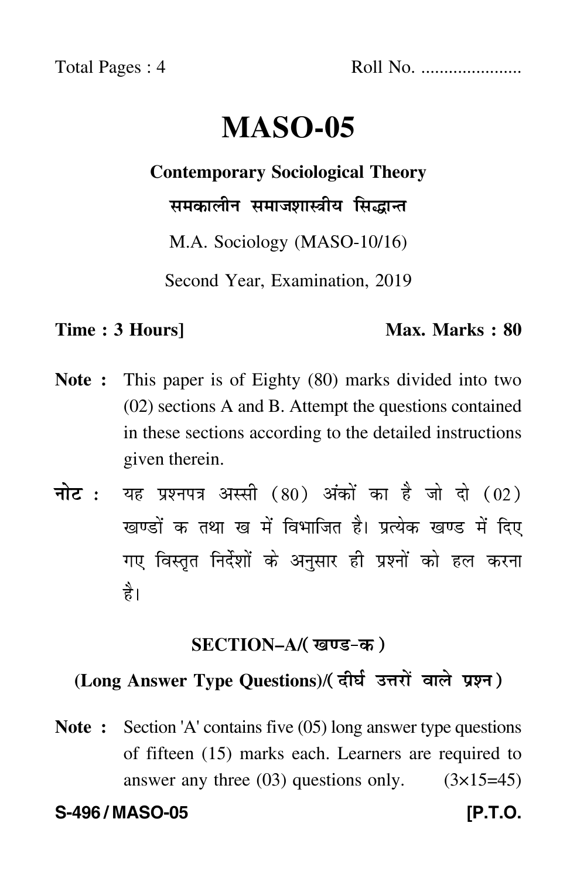Total Pages : 4 Roll No. ....................

# MASO-05

**Contemporary Sociological Theory**

**समकालीन समाजशास्त्रीय सिद्धान्त**

M.A. Sociology (MASO-10/16)

Second Year, Examination, 2019

**Time : 3 Hours]** **Max. Marks : 80**

**Note :** This paper is of Eighty (80) marks divided into two (02) sections A and B. Attempt the questions contained in these sections according to the detailed instructions given therein.

**नोट :** यह प्रश्नपत्र अस्सी (80) अंकों का है जो दो (02) खण्डों क तथा ख में विभाजित है। प्रत्येक खण्ड में दिए गए विस्तृत निर्देशों के अनुसार ही प्रश्नों को हल करना है।

## SECTION–A/(खण्ड–क)

**(Long Answer Type Questions)/(दीर्घ उत्तरों वाले प्रश्न)**

**Note :** Section 'A' contains five (05) long answer type questions of fifteen (15) marks each. Learners are required to answer any three (03) questions only. (3×15=45)

**S-496 / MASO-05** **[P.T.O.**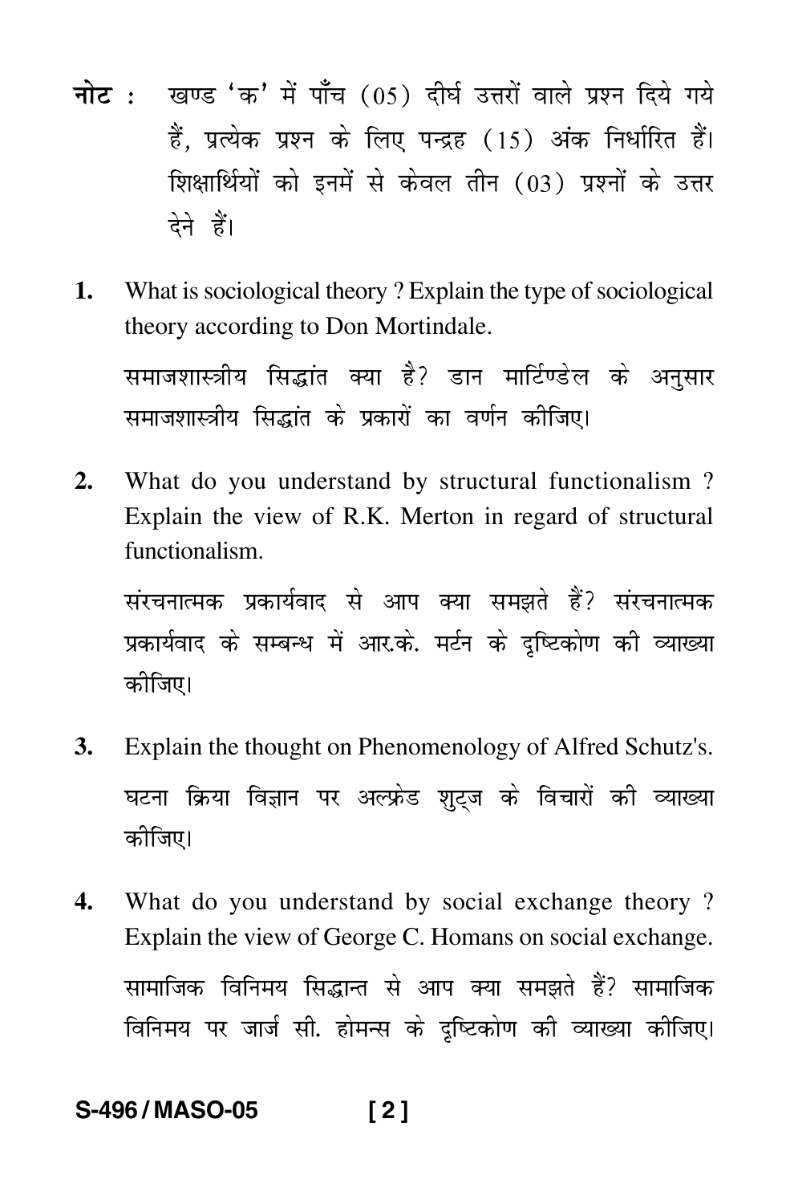**नोट :** खण्ड 'क' में पाँच (05) दीर्घ उत्तरों वाले प्रश्न दिये गये हैं, प्रत्येक प्रश्न के लिए पन्द्रह (15) अंक निर्धारित हैं। शिक्षार्थियों को इनमें से केवल तीन (03) प्रश्नों के उत्तर देने हैं।

**1.** What is sociological theory ? Explain the type of sociological theory according to Don Mortindale.

समाजशास्त्रीय सिद्धांत क्या है? डान मार्टिण्डेल के अनुसार समाजशास्त्रीय सिद्धांत के प्रकारों का वर्णन कीजिए।

**2.** What do you understand by structural functionalism ? Explain the view of R.K. Merton in regard of structural functionalism.

संरचनात्मक प्रकार्यवाद से आप क्या समझते हैं? संरचनात्मक प्रकार्यवाद के सम्बन्ध में आर.के. मर्टन के दृष्टिकोण की व्याख्या कीजिए।

**3.** Explain the thought on Phenomenology of Alfred Schutz's.

घटना क्रिया विज्ञान पर अल्फ्रेड शुट्ज के विचारों की व्याख्या कीजिए।

**4.** What do you understand by social exchange theory ? Explain the view of George C. Homans on social exchange.

सामाजिक विनिमय सिद्धान्त से आप क्या समझते हैं? सामाजिक विनिमय पर जार्ज सी. होमन्स के दृष्टिकोण की व्याख्या कीजिए।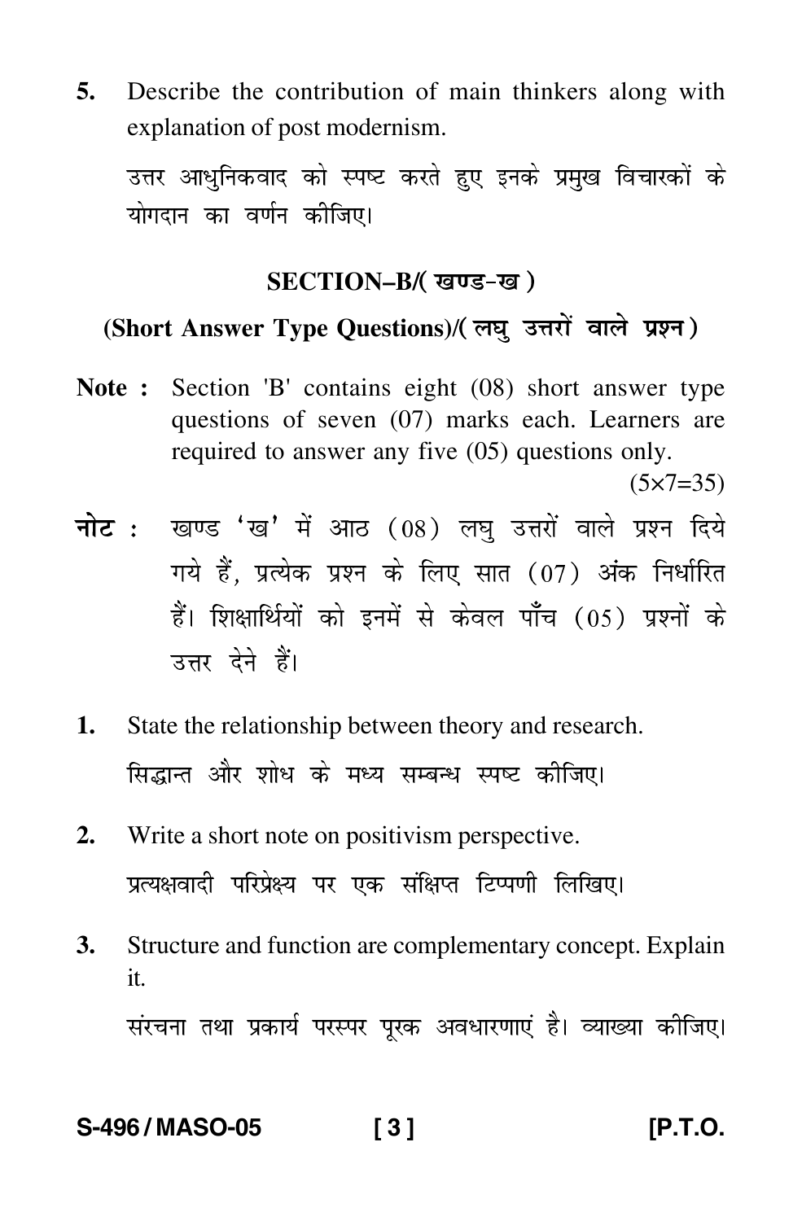5. Describe the contribution of main thinkers along with explanation of post modernism.

   उत्तर आधुनिकवाद को स्पष्ट करते हुए इनके प्रमुख विचारकों के योगदान का वर्णन कीजिए।

## SECTION–B/( खण्ड-ख )

### (Short Answer Type Questions)/( लघु उत्तरों वाले प्रश्न )

**Note :** Section 'B' contains eight (08) short answer type questions of seven (07) marks each. Learners are required to answer any five (05) questions only. (5×7=35)

**नोट :** खण्ड 'ख' में आठ (08) लघु उत्तरों वाले प्रश्न दिये गये हैं, प्रत्येक प्रश्न के लिए सात (07) अंक निर्धारित हैं। शिक्षार्थियों को इनमें से केवल पाँच (05) प्रश्नों के उत्तर देने हैं।

1. State the relationship between theory and research.

   सिद्धान्त और शोध के मध्य सम्बन्ध स्पष्ट कीजिए।

2. Write a short note on positivism perspective.

   प्रत्यक्षवादी परिप्रेक्ष्य पर एक संक्षिप्त टिप्पणी लिखिए।

3. Structure and function are complementary concept. Explain it.

   संरचना तथा प्रकार्य परस्पर पूरक अवधारणाएं है। व्याख्या कीजिए।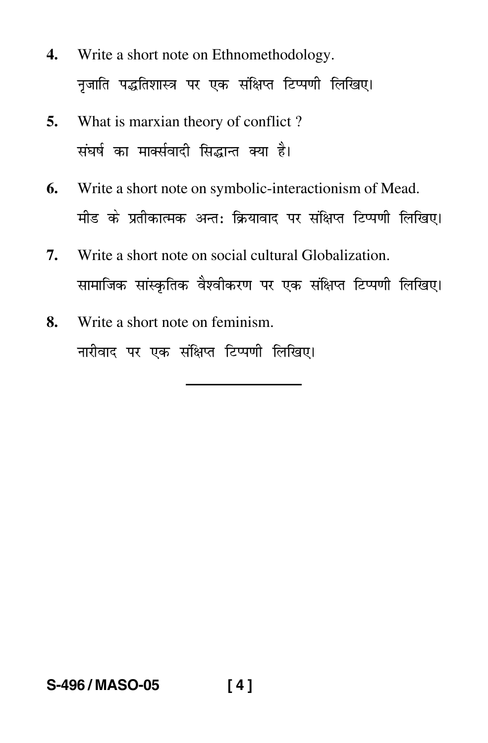**4.** Write a short note on Ethnomethodology.

नृजाति पद्धतिशास्त्र पर एक संक्षिप्त टिप्पणी लिखिए।

**5.** What is marxian theory of conflict ?

संघर्ष का मार्क्सवादी सिद्धान्त क्या है।

**6.** Write a short note on symbolic-interactionism of Mead.

मीड के प्रतीकात्मक अन्तः क्रियावाद पर संक्षिप्त टिप्पणी लिखिए।

**7.** Write a short note on social cultural Globalization.

सामाजिक सांस्कृतिक वैश्वीकरण पर एक संक्षिप्त टिप्पणी लिखिए।

**8.** Write a short note on feminism.

नारीवाद पर एक संक्षिप्त टिप्पणी लिखिए।

---